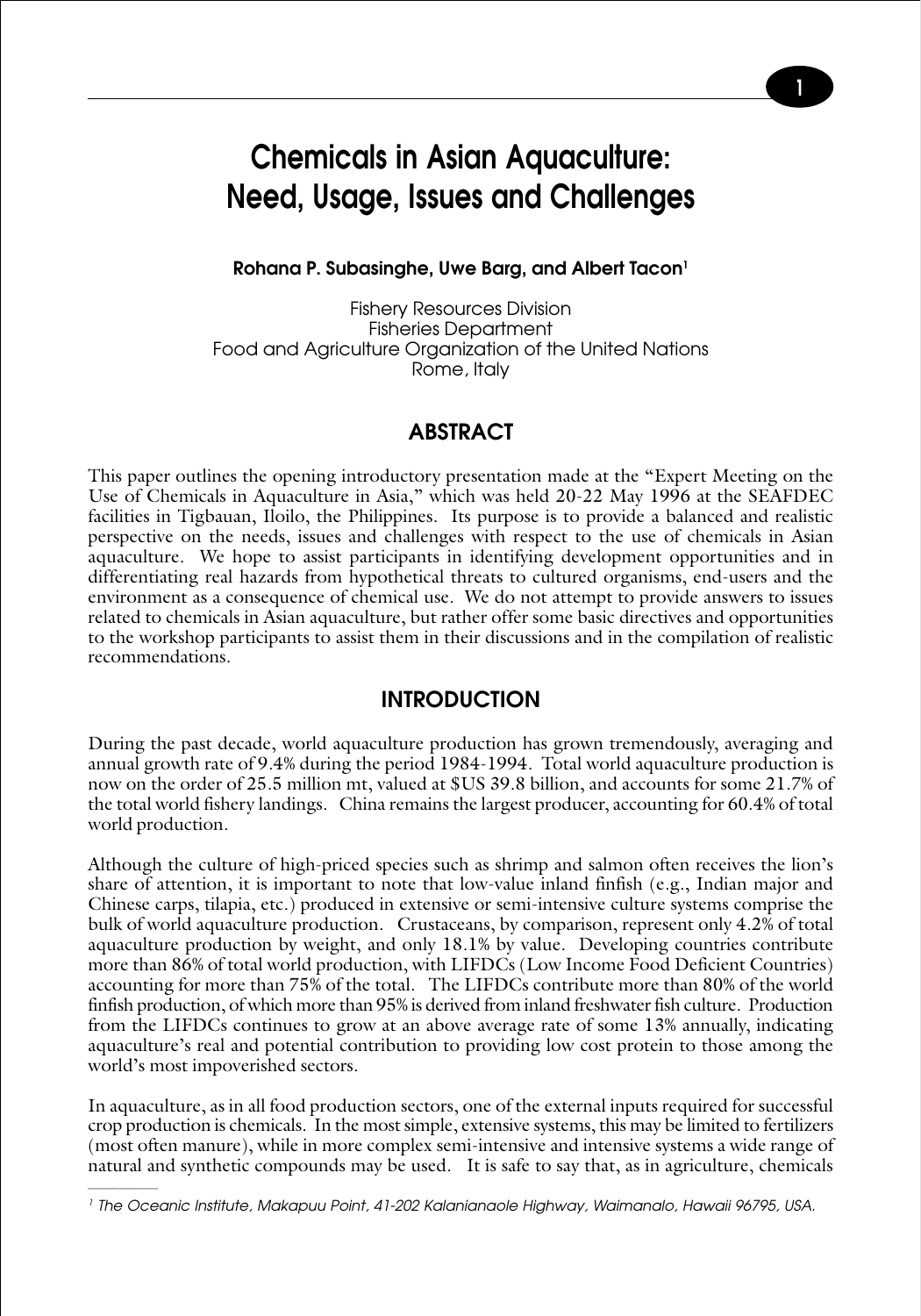# Chemicals in Asian Aquaculture: Need, Usage, Issues and Challenges

**Rohana P. Subasinghe, Uwe Barg, and Albert Tacon[1]**

Fishery Resources Division
Fisheries Department
Food and Agriculture Organization of the United Nations
Rome, Italy

## ABSTRACT

This paper outlines the opening introductory presentation made at the "Expert Meeting on the Use of Chemicals in Aquaculture in Asia," which was held 20-22 May 1996 at the SEAFDEC facilities in Tigbauan, Iloilo, the Philippines. Its purpose is to provide a balanced and realistic perspective on the needs, issues and challenges with respect to the use of chemicals in Asian aquaculture. We hope to assist participants in identifying development opportunities and in differentiating real hazards from hypothetical threats to cultured organisms, end-users and the environment as a consequence of chemical use. We do not attempt to provide answers to issues related to chemicals in Asian aquaculture, but rather offer some basic directives and opportunities to the workshop participants to assist them in their discussions and in the compilation of realistic recommendations.

## INTRODUCTION

During the past decade, world aquaculture production has grown tremendously, averaging and annual growth rate of 9.4% during the period 1984-1994. Total world aquaculture production is now on the order of 25.5 million mt, valued at $US 39.8 billion, and accounts for some 21.7% of the total world fishery landings. China remains the largest producer, accounting for 60.4% of total world production.

Although the culture of high-priced species such as shrimp and salmon often receives the lion's share of attention, it is important to note that low-value inland finfish (e.g., Indian major and Chinese carps, tilapia, etc.) produced in extensive or semi-intensive culture systems comprise the bulk of world aquaculture production. Crustaceans, by comparison, represent only 4.2% of total aquaculture production by weight, and only 18.1% by value. Developing countries contribute more than 86% of total world production, with LIFDCs (Low Income Food Deficient Countries) accounting for more than 75% of the total. The LIFDCs contribute more than 80% of the world finfish production, of which more than 95% is derived from inland freshwater fish culture. Production from the LIFDCs continues to grow at an above average rate of some 13% annually, indicating aquaculture's real and potential contribution to providing low cost protein to those among the world's most impoverished sectors.

In aquaculture, as in all food production sectors, one of the external inputs required for successful crop production is chemicals. In the most simple, extensive systems, this may be limited to fertilizers (most often manure), while in more complex semi-intensive and intensive systems a wide range of natural and synthetic compounds may be used. It is safe to say that, as in agriculture, chemicals

---

[1] *The Oceanic Institute, Makapuu Point, 41-202 Kalanianaole Highway, Waimanalo, Hawaii 96795, USA.*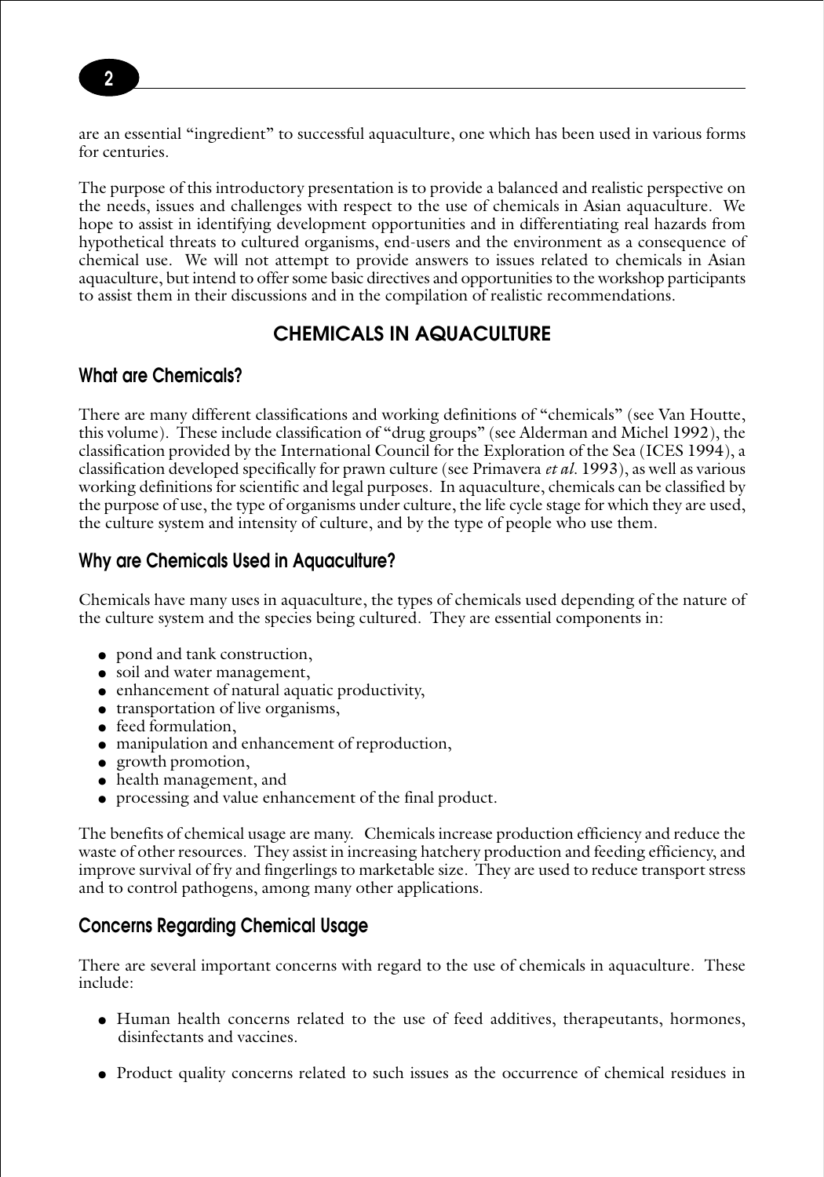are an essential "ingredient" to successful aquaculture, one which has been used in various forms for centuries.

The purpose of this introductory presentation is to provide a balanced and realistic perspective on the needs, issues and challenges with respect to the use of chemicals in Asian aquaculture. We hope to assist in identifying development opportunities and in differentiating real hazards from hypothetical threats to cultured organisms, end-users and the environment as a consequence of chemical use. We will not attempt to provide answers to issues related to chemicals in Asian aquaculture, but intend to offer some basic directives and opportunities to the workshop participants to assist them in their discussions and in the compilation of realistic recommendations.

## CHEMICALS IN AQUACULTURE

### What are Chemicals?

There are many different classifications and working definitions of "chemicals" (see Van Houtte, this volume). These include classification of "drug groups" (see Alderman and Michel 1992), the classification provided by the International Council for the Exploration of the Sea (ICES 1994), a classification developed specifically for prawn culture (see Primavera *et al.* 1993), as well as various working definitions for scientific and legal purposes. In aquaculture, chemicals can be classified by the purpose of use, the type of organisms under culture, the life cycle stage for which they are used, the culture system and intensity of culture, and by the type of people who use them.

### Why are Chemicals Used in Aquaculture?

Chemicals have many uses in aquaculture, the types of chemicals used depending of the nature of the culture system and the species being cultured. They are essential components in:

- pond and tank construction,
- soil and water management,
- enhancement of natural aquatic productivity,
- transportation of live organisms,
- feed formulation,
- manipulation and enhancement of reproduction,
- growth promotion,
- health management, and
- processing and value enhancement of the final product.

The benefits of chemical usage are many. Chemicals increase production efficiency and reduce the waste of other resources. They assist in increasing hatchery production and feeding efficiency, and improve survival of fry and fingerlings to marketable size. They are used to reduce transport stress and to control pathogens, among many other applications.

### Concerns Regarding Chemical Usage

There are several important concerns with regard to the use of chemicals in aquaculture. These include:

- Human health concerns related to the use of feed additives, therapeutants, hormones, disinfectants and vaccines.
- Product quality concerns related to such issues as the occurrence of chemical residues in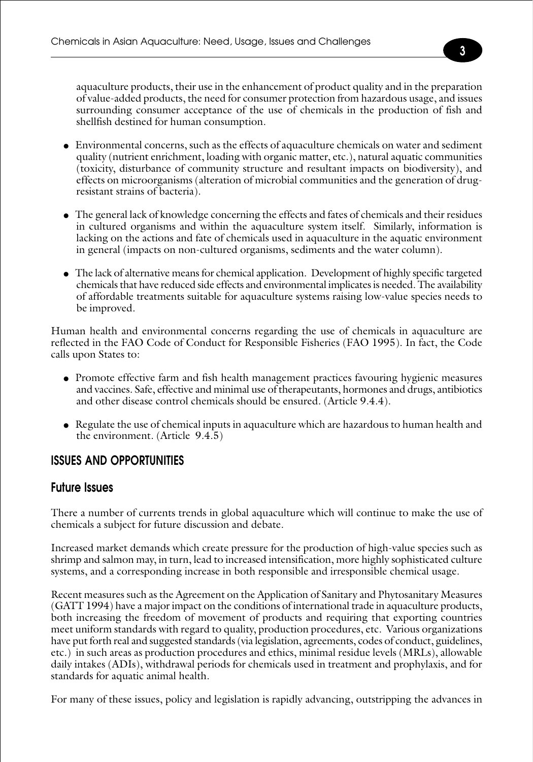aquaculture products, their use in the enhancement of product quality and in the preparation of value-added products, the need for consumer protection from hazardous usage, and issues surrounding consumer acceptance of the use of chemicals in the production of fish and shellfish destined for human consumption.

- Environmental concerns, such as the effects of aquaculture chemicals on water and sediment quality (nutrient enrichment, loading with organic matter, etc.), natural aquatic communities (toxicity, disturbance of community structure and resultant impacts on biodiversity), and effects on microorganisms (alteration of microbial communities and the generation of drug-resistant strains of bacteria).

- The general lack of knowledge concerning the effects and fates of chemicals and their residues in cultured organisms and within the aquaculture system itself. Similarly, information is lacking on the actions and fate of chemicals used in aquaculture in the aquatic environment in general (impacts on non-cultured organisms, sediments and the water column).

- The lack of alternative means for chemical application. Development of highly specific targeted chemicals that have reduced side effects and environmental implicates is needed. The availability of affordable treatments suitable for aquaculture systems raising low-value species needs to be improved.

Human health and environmental concerns regarding the use of chemicals in aquaculture are reflected in the FAO Code of Conduct for Responsible Fisheries (FAO 1995). In fact, the Code calls upon States to:

- Promote effective farm and fish health management practices favouring hygienic measures and vaccines. Safe, effective and minimal use of therapeutants, hormones and drugs, antibiotics and other disease control chemicals should be ensured. (Article 9.4.4).

- Regulate the use of chemical inputs in aquaculture which are hazardous to human health and the environment. (Article 9.4.5)

## ISSUES AND OPPORTUNITIES

### Future Issues

There a number of currents trends in global aquaculture which will continue to make the use of chemicals a subject for future discussion and debate.

Increased market demands which create pressure for the production of high-value species such as shrimp and salmon may, in turn, lead to increased intensification, more highly sophisticated culture systems, and a corresponding increase in both responsible and irresponsible chemical usage.

Recent measures such as the Agreement on the Application of Sanitary and Phytosanitary Measures (GATT 1994) have a major impact on the conditions of international trade in aquaculture products, both increasing the freedom of movement of products and requiring that exporting countries meet uniform standards with regard to quality, production procedures, etc. Various organizations have put forth real and suggested standards (via legislation, agreements, codes of conduct, guidelines, etc.) in such areas as production procedures and ethics, minimal residue levels (MRLs), allowable daily intakes (ADIs), withdrawal periods for chemicals used in treatment and prophylaxis, and for standards for aquatic animal health.

For many of these issues, policy and legislation is rapidly advancing, outstripping the advances in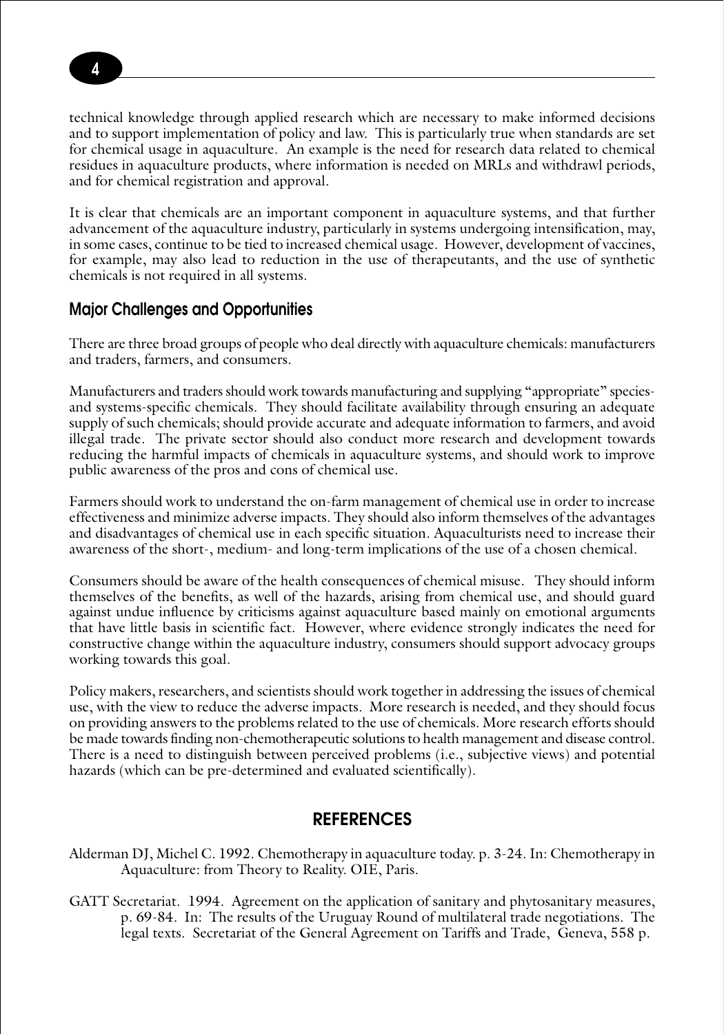technical knowledge through applied research which are necessary to make informed decisions and to support implementation of policy and law. This is particularly true when standards are set for chemical usage in aquaculture. An example is the need for research data related to chemical residues in aquaculture products, where information is needed on MRLs and withdrawl periods, and for chemical registration and approval.

It is clear that chemicals are an important component in aquaculture systems, and that further advancement of the aquaculture industry, particularly in systems undergoing intensification, may, in some cases, continue to be tied to increased chemical usage. However, development of vaccines, for example, may also lead to reduction in the use of therapeutants, and the use of synthetic chemicals is not required in all systems.

## Major Challenges and Opportunities

There are three broad groups of people who deal directly with aquaculture chemicals: manufacturers and traders, farmers, and consumers.

Manufacturers and traders should work towards manufacturing and supplying "appropriate" species- and systems-specific chemicals. They should facilitate availability through ensuring an adequate supply of such chemicals; should provide accurate and adequate information to farmers, and avoid illegal trade. The private sector should also conduct more research and development towards reducing the harmful impacts of chemicals in aquaculture systems, and should work to improve public awareness of the pros and cons of chemical use.

Farmers should work to understand the on-farm management of chemical use in order to increase effectiveness and minimize adverse impacts. They should also inform themselves of the advantages and disadvantages of chemical use in each specific situation. Aquaculturists need to increase their awareness of the short-, medium- and long-term implications of the use of a chosen chemical.

Consumers should be aware of the health consequences of chemical misuse. They should inform themselves of the benefits, as well of the hazards, arising from chemical use, and should guard against undue influence by criticisms against aquaculture based mainly on emotional arguments that have little basis in scientific fact. However, where evidence strongly indicates the need for constructive change within the aquaculture industry, consumers should support advocacy groups working towards this goal.

Policy makers, researchers, and scientists should work together in addressing the issues of chemical use, with the view to reduce the adverse impacts. More research is needed, and they should focus on providing answers to the problems related to the use of chemicals. More research efforts should be made towards finding non-chemotherapeutic solutions to health management and disease control. There is a need to distinguish between perceived problems (i.e., subjective views) and potential hazards (which can be pre-determined and evaluated scientifically).

## REFERENCES

Alderman DJ, Michel C. 1992. Chemotherapy in aquaculture today. p. 3-24. In: Chemotherapy in Aquaculture: from Theory to Reality. OIE, Paris.

GATT Secretariat. 1994. Agreement on the application of sanitary and phytosanitary measures, p. 69-84. In: The results of the Uruguay Round of multilateral trade negotiations. The legal texts. Secretariat of the General Agreement on Tariffs and Trade, Geneva, 558 p.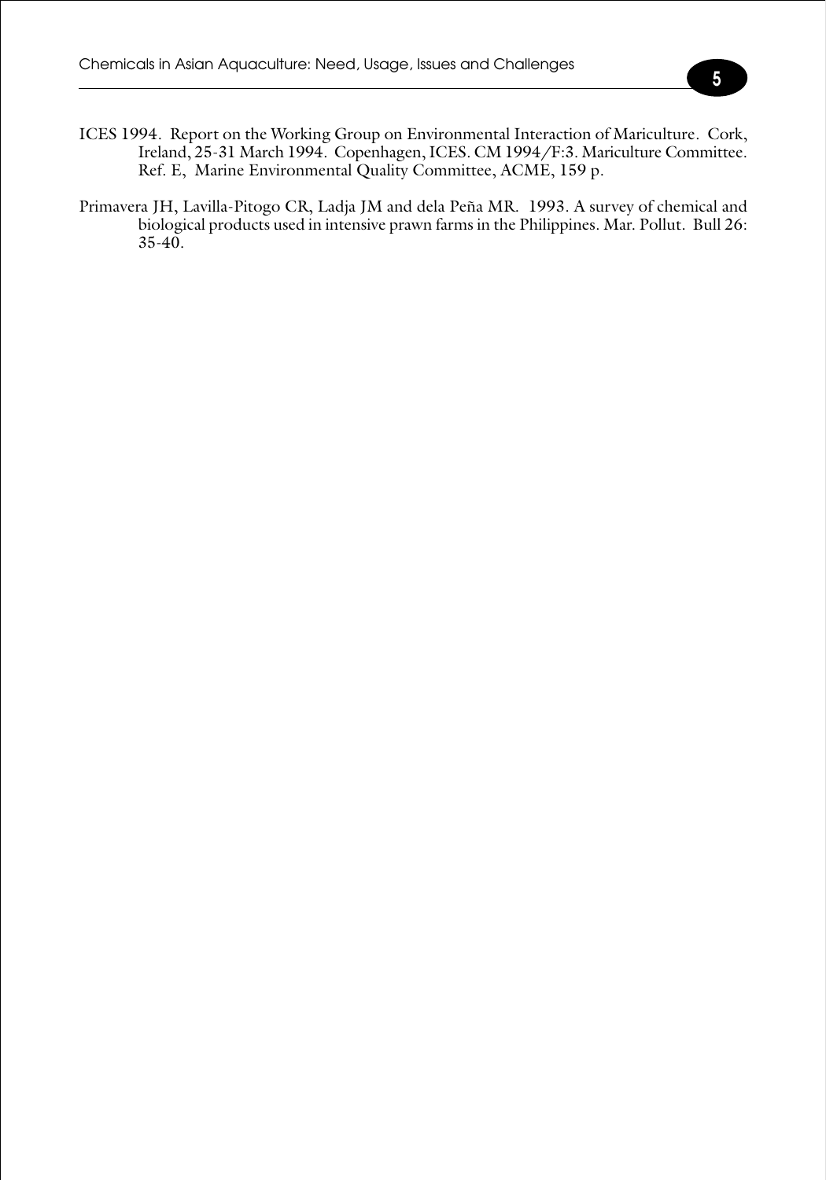ICES 1994. Report on the Working Group on Environmental Interaction of Mariculture. Cork, Ireland, 25-31 March 1994. Copenhagen, ICES. CM 1994/F:3. Mariculture Committee. Ref. E, Marine Environmental Quality Committee, ACME, 159 p.

Primavera JH, Lavilla-Pitogo CR, Ladja JM and dela Peña MR. 1993. A survey of chemical and biological products used in intensive prawn farms in the Philippines. Mar. Pollut. Bull 26: 35-40.